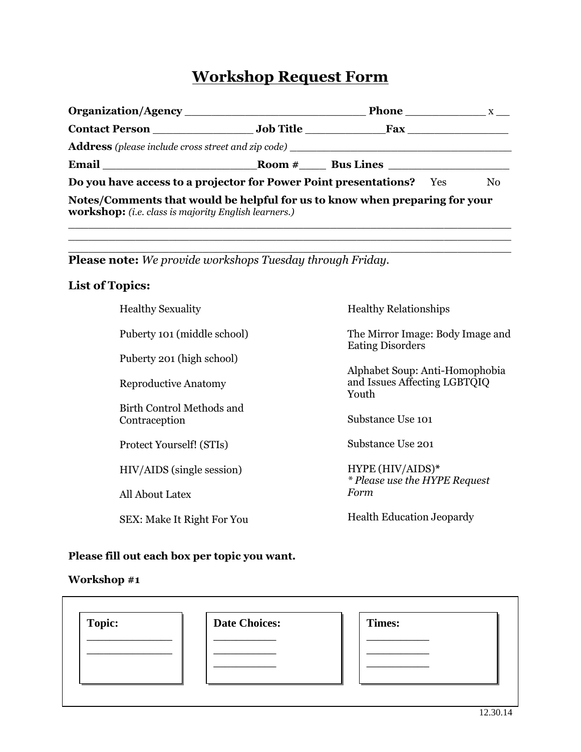# Workshop Request Form

**Organization/Agency** ___________________________ **Phone** ____________ x __

**Contact Person** _______________ **Job Title** ____________**Fax** ________________

**Address** *(please include cross street and zip code)* ____________________________________

**Email** ______________________**Room #**____ **Bus Lines** __________________

**Do you have access to a projector for Power Point presentations?** Yes No

**Notes/Comments that would be helpful for us to know when preparing for your workshop:** *(i.e. class is majority English learners.)*

_____________________________________________________________________

_____________________________________________________________________

_____________________________________________________________________

**Please note:** *We provide workshops Tuesday through Friday.*

**List of Topics:**

- Healthy Sexuality
- Puberty 101 (middle school)
- Puberty 201 (high school)
- Reproductive Anatomy
- Birth Control Methods and Contraception
- Protect Yourself! (STIs)
- HIV/AIDS (single session)
- All About Latex
- SEX: Make It Right For You
- Healthy Relationships
- The Mirror Image: Body Image and Eating Disorders
- Alphabet Soup: Anti-Homophobia and Issues Affecting LGBTQIQ Youth
- Substance Use 101
- Substance Use 201
- HYPE (HIV/AIDS)*  
  *\* Please use the HYPE Request Form*
- Health Education Jeopardy

**Please fill out each box per topic you want.**

**Workshop #1**

| **Topic:** | **Date Choices:** | **Times:** |
|---|---|---|
| ______________ | __________ | __________ |
| ______________ | __________ | __________ |
| | __________ | __________ |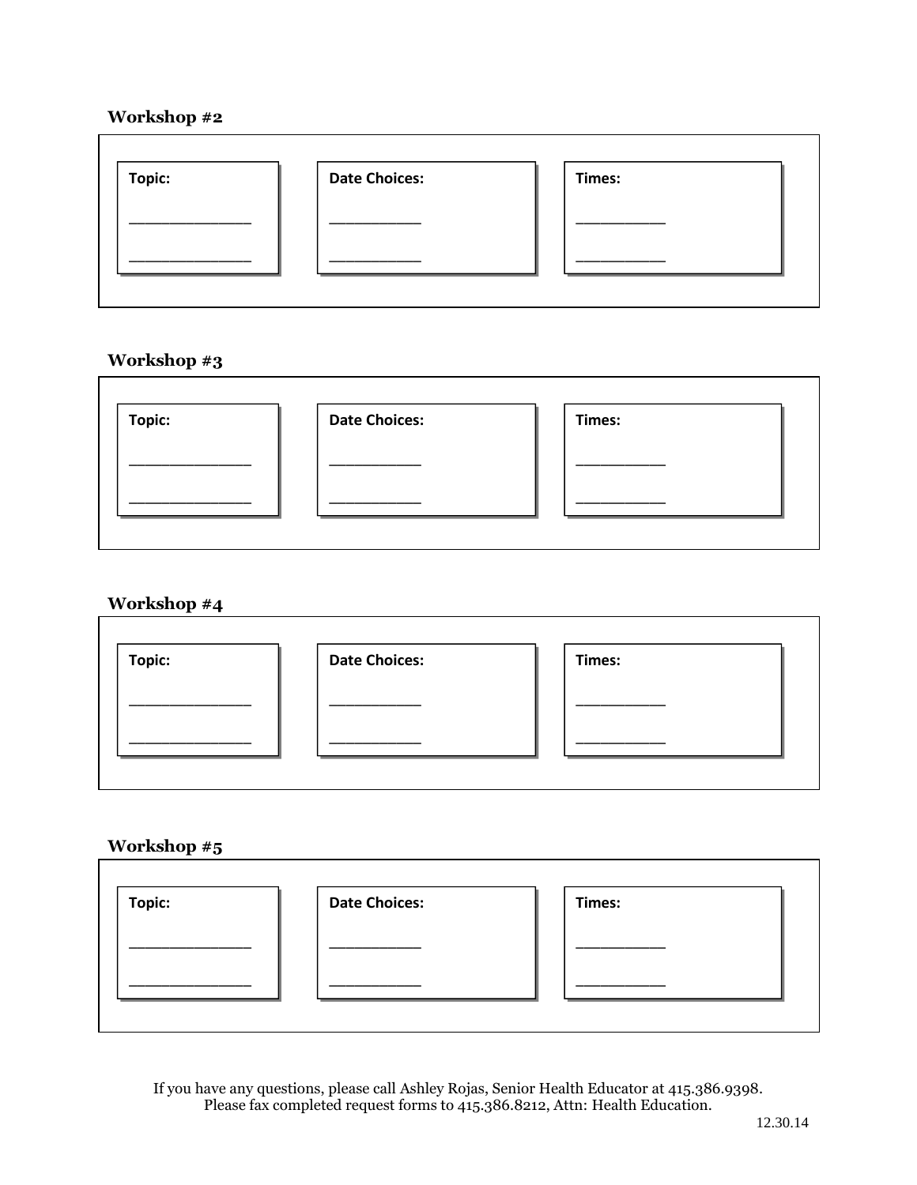**Workshop #2**

| Topic: | Date Choices: | Times: |
|---|---|---|
| ______________ | __________ | __________ |
| ______________ | __________ | __________ |

**Workshop #3**

| Topic: | Date Choices: | Times: |
|---|---|---|
| ______________ | __________ | __________ |
| ______________ | __________ | __________ |

**Workshop #4**

| Topic: | Date Choices: | Times: |
|---|---|---|
| ______________ | __________ | __________ |
| ______________ | __________ | __________ |

**Workshop #5**

| Topic: | Date Choices: | Times: |
|---|---|---|
| ______________ | __________ | __________ |
| ______________ | __________ | __________ |

If you have any questions, please call Ashley Rojas, Senior Health Educator at 415.386.9398.
Please fax completed request forms to 415.386.8212, Attn: Health Education.

12.30.14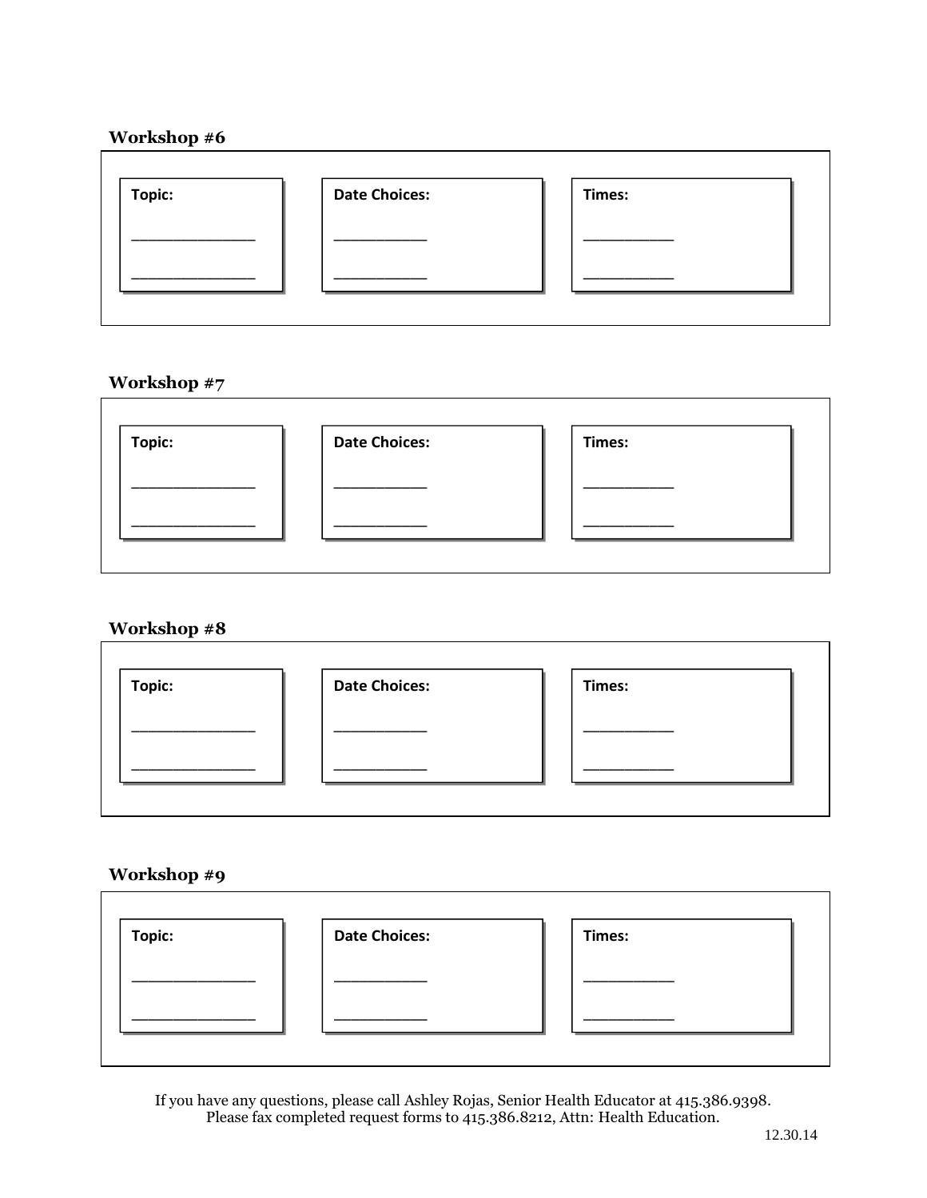**Workshop #6**

| Topic: | Date Choices: | Times: |
|---|---|---|
| _______________ | ___________ | ___________ |
| _______________ | ___________ | ___________ |

**Workshop #7**

| Topic: | Date Choices: | Times: |
|---|---|---|
| _______________ | ___________ | ___________ |
| _______________ | ___________ | ___________ |

**Workshop #8**

| Topic: | Date Choices: | Times: |
|---|---|---|
| _______________ | ___________ | ___________ |
| _______________ | ___________ | ___________ |

**Workshop #9**

| Topic: | Date Choices: | Times: |
|---|---|---|
| _______________ | ___________ | ___________ |
| _______________ | ___________ | ___________ |

If you have any questions, please call Ashley Rojas, Senior Health Educator at 415.386.9398.
Please fax completed request forms to 415.386.8212, Attn: Health Education.

12.30.14